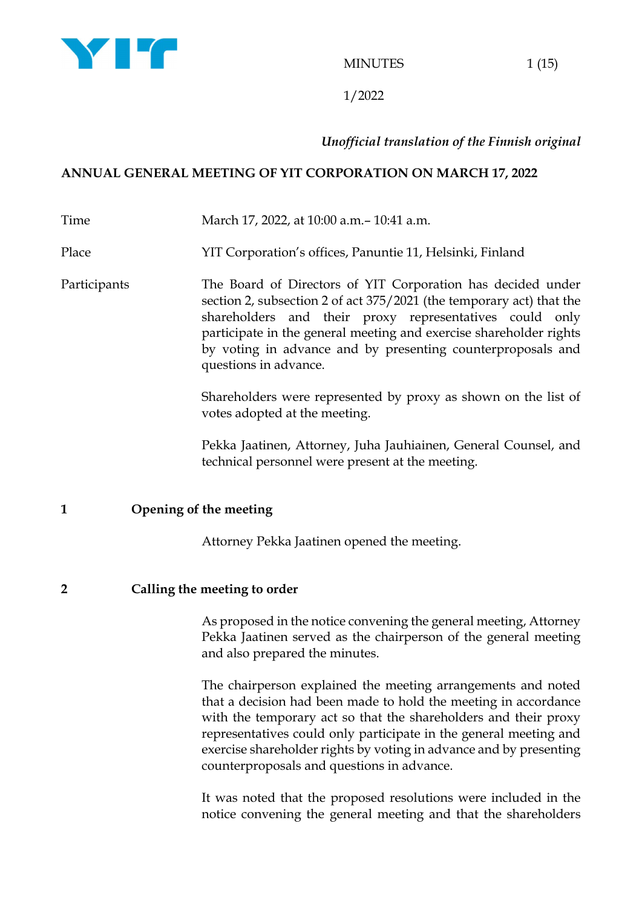MINUTES

1/2022

*Unofficial translation of the Finnish original*

# ANNUAL GENERAL MEETING OF YIT CORPORATION ON MARCH 17, 2022

| | |
|---|---|
| Time | March 17, 2022, at 10:00 a.m.– 10:41 a.m. |
| Place | YIT Corporation's offices, Panuntie 11, Helsinki, Finland |
| Participants | The Board of Directors of YIT Corporation has decided under section 2, subsection 2 of act 375/2021 (the temporary act) that the shareholders and their proxy representatives could only participate in the general meeting and exercise shareholder rights by voting in advance and by presenting counterproposals and questions in advance. |

Shareholders were represented by proxy as shown on the list of votes adopted at the meeting.

Pekka Jaatinen, Attorney, Juha Jauhiainen, General Counsel, and technical personnel were present at the meeting.

## 1 Opening of the meeting

Attorney Pekka Jaatinen opened the meeting.

## 2 Calling the meeting to order

As proposed in the notice convening the general meeting, Attorney Pekka Jaatinen served as the chairperson of the general meeting and also prepared the minutes.

The chairperson explained the meeting arrangements and noted that a decision had been made to hold the meeting in accordance with the temporary act so that the shareholders and their proxy representatives could only participate in the general meeting and exercise shareholder rights by voting in advance and by presenting counterproposals and questions in advance.

It was noted that the proposed resolutions were included in the notice convening the general meeting and that the shareholders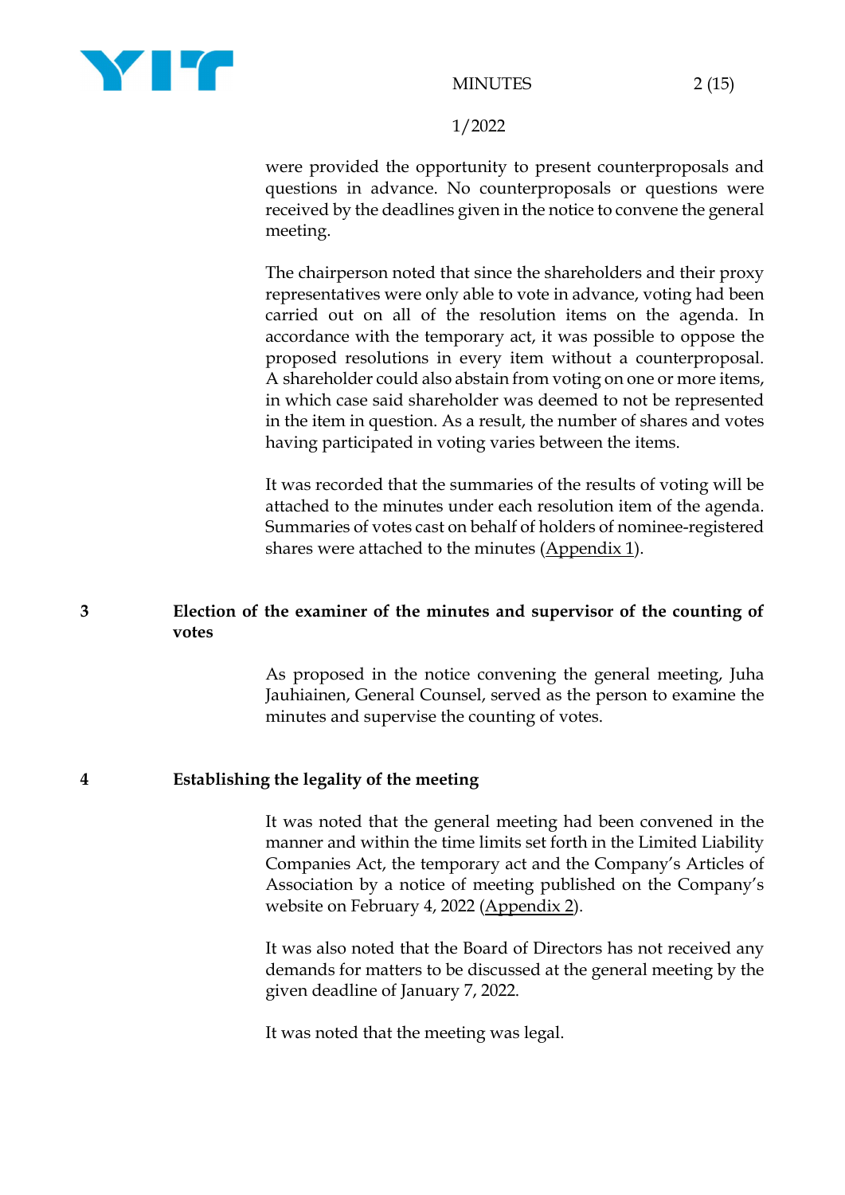were provided the opportunity to present counterproposals and questions in advance. No counterproposals or questions were received by the deadlines given in the notice to convene the general meeting.

The chairperson noted that since the shareholders and their proxy representatives were only able to vote in advance, voting had been carried out on all of the resolution items on the agenda. In accordance with the temporary act, it was possible to oppose the proposed resolutions in every item without a counterproposal. A shareholder could also abstain from voting on one or more items, in which case said shareholder was deemed to not be represented in the item in question. As a result, the number of shares and votes having participated in voting varies between the items.

It was recorded that the summaries of the results of voting will be attached to the minutes under each resolution item of the agenda. Summaries of votes cast on behalf of holders of nominee-registered shares were attached to the minutes (Appendix 1).

## 3 Election of the examiner of the minutes and supervisor of the counting of votes

As proposed in the notice convening the general meeting, Juha Jauhiainen, General Counsel, served as the person to examine the minutes and supervise the counting of votes.

## 4 Establishing the legality of the meeting

It was noted that the general meeting had been convened in the manner and within the time limits set forth in the Limited Liability Companies Act, the temporary act and the Company's Articles of Association by a notice of meeting published on the Company's website on February 4, 2022 (Appendix 2).

It was also noted that the Board of Directors has not received any demands for matters to be discussed at the general meeting by the given deadline of January 7, 2022.

It was noted that the meeting was legal.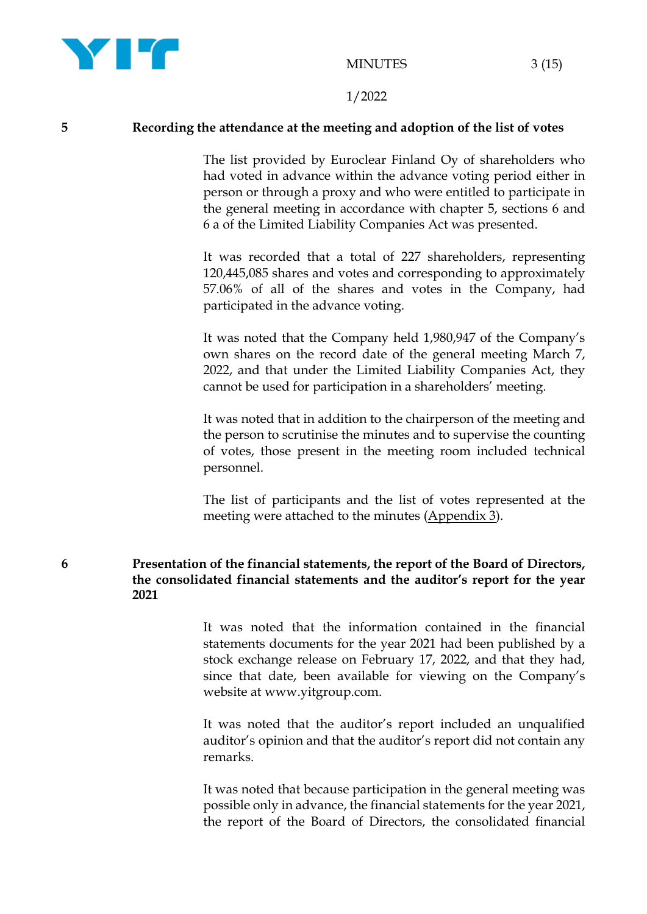## 5 Recording the attendance at the meeting and adoption of the list of votes

The list provided by Euroclear Finland Oy of shareholders who had voted in advance within the advance voting period either in person or through a proxy and who were entitled to participate in the general meeting in accordance with chapter 5, sections 6 and 6 a of the Limited Liability Companies Act was presented.

It was recorded that a total of 227 shareholders, representing 120,445,085 shares and votes and corresponding to approximately 57.06% of all of the shares and votes in the Company, had participated in the advance voting.

It was noted that the Company held 1,980,947 of the Company's own shares on the record date of the general meeting March 7, 2022, and that under the Limited Liability Companies Act, they cannot be used for participation in a shareholders' meeting.

It was noted that in addition to the chairperson of the meeting and the person to scrutinise the minutes and to supervise the counting of votes, those present in the meeting room included technical personnel.

The list of participants and the list of votes represented at the meeting were attached to the minutes (Appendix 3).

## 6 Presentation of the financial statements, the report of the Board of Directors, the consolidated financial statements and the auditor's report for the year 2021

It was noted that the information contained in the financial statements documents for the year 2021 had been published by a stock exchange release on February 17, 2022, and that they had, since that date, been available for viewing on the Company's website at www.yitgroup.com.

It was noted that the auditor's report included an unqualified auditor's opinion and that the auditor's report did not contain any remarks.

It was noted that because participation in the general meeting was possible only in advance, the financial statements for the year 2021, the report of the Board of Directors, the consolidated financial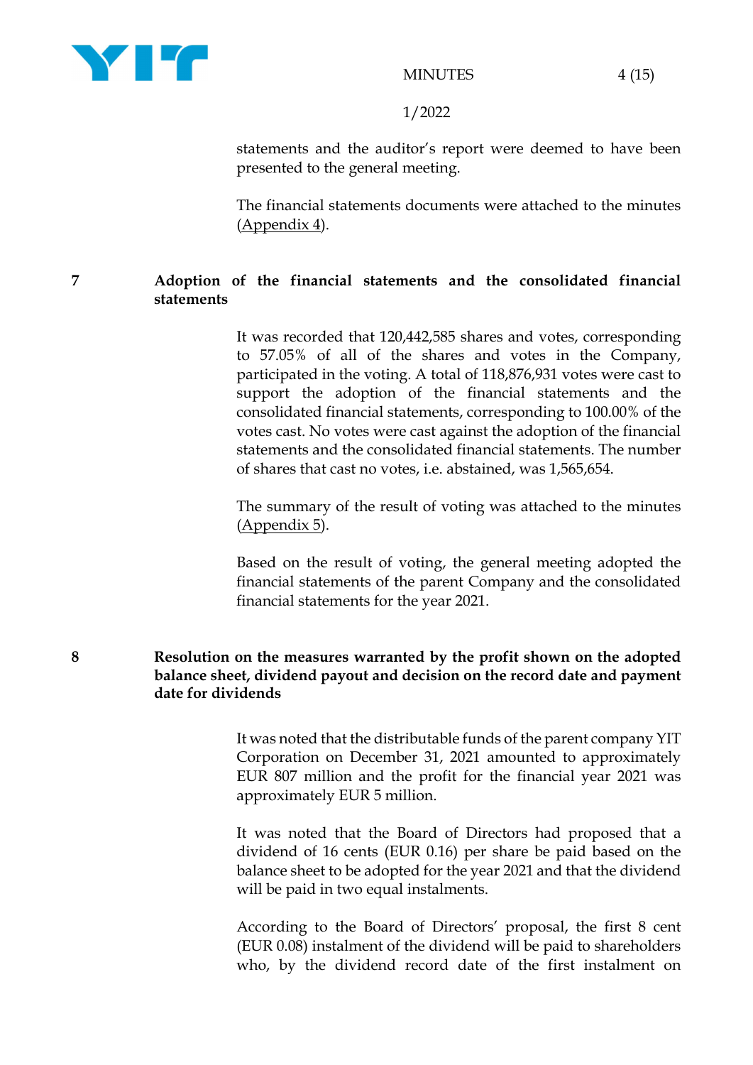statements and the auditor's report were deemed to have been presented to the general meeting.

The financial statements documents were attached to the minutes (Appendix 4).

## 7 Adoption of the financial statements and the consolidated financial statements

It was recorded that 120,442,585 shares and votes, corresponding to 57.05% of all of the shares and votes in the Company, participated in the voting. A total of 118,876,931 votes were cast to support the adoption of the financial statements and the consolidated financial statements, corresponding to 100.00% of the votes cast. No votes were cast against the adoption of the financial statements and the consolidated financial statements. The number of shares that cast no votes, i.e. abstained, was 1,565,654.

The summary of the result of voting was attached to the minutes (Appendix 5).

Based on the result of voting, the general meeting adopted the financial statements of the parent Company and the consolidated financial statements for the year 2021.

## 8 Resolution on the measures warranted by the profit shown on the adopted balance sheet, dividend payout and decision on the record date and payment date for dividends

It was noted that the distributable funds of the parent company YIT Corporation on December 31, 2021 amounted to approximately EUR 807 million and the profit for the financial year 2021 was approximately EUR 5 million.

It was noted that the Board of Directors had proposed that a dividend of 16 cents (EUR 0.16) per share be paid based on the balance sheet to be adopted for the year 2021 and that the dividend will be paid in two equal instalments.

According to the Board of Directors' proposal, the first 8 cent (EUR 0.08) instalment of the dividend will be paid to shareholders who, by the dividend record date of the first instalment on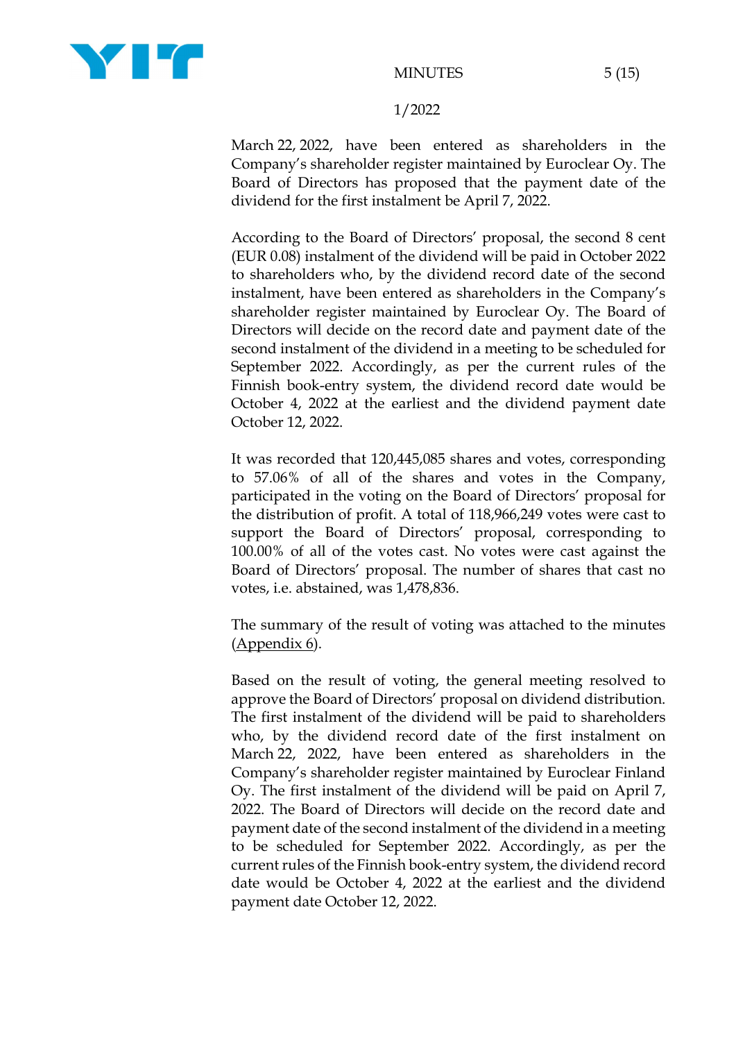March 22, 2022, have been entered as shareholders in the Company's shareholder register maintained by Euroclear Oy. The Board of Directors has proposed that the payment date of the dividend for the first instalment be April 7, 2022.

According to the Board of Directors' proposal, the second 8 cent (EUR 0.08) instalment of the dividend will be paid in October 2022 to shareholders who, by the dividend record date of the second instalment, have been entered as shareholders in the Company's shareholder register maintained by Euroclear Oy. The Board of Directors will decide on the record date and payment date of the second instalment of the dividend in a meeting to be scheduled for September 2022. Accordingly, as per the current rules of the Finnish book-entry system, the dividend record date would be October 4, 2022 at the earliest and the dividend payment date October 12, 2022.

It was recorded that 120,445,085 shares and votes, corresponding to 57.06% of all of the shares and votes in the Company, participated in the voting on the Board of Directors' proposal for the distribution of profit. A total of 118,966,249 votes were cast to support the Board of Directors' proposal, corresponding to 100.00% of all of the votes cast. No votes were cast against the Board of Directors' proposal. The number of shares that cast no votes, i.e. abstained, was 1,478,836.

The summary of the result of voting was attached to the minutes (Appendix 6).

Based on the result of voting, the general meeting resolved to approve the Board of Directors' proposal on dividend distribution. The first instalment of the dividend will be paid to shareholders who, by the dividend record date of the first instalment on March 22, 2022, have been entered as shareholders in the Company's shareholder register maintained by Euroclear Finland Oy. The first instalment of the dividend will be paid on April 7, 2022. The Board of Directors will decide on the record date and payment date of the second instalment of the dividend in a meeting to be scheduled for September 2022. Accordingly, as per the current rules of the Finnish book-entry system, the dividend record date would be October 4, 2022 at the earliest and the dividend payment date October 12, 2022.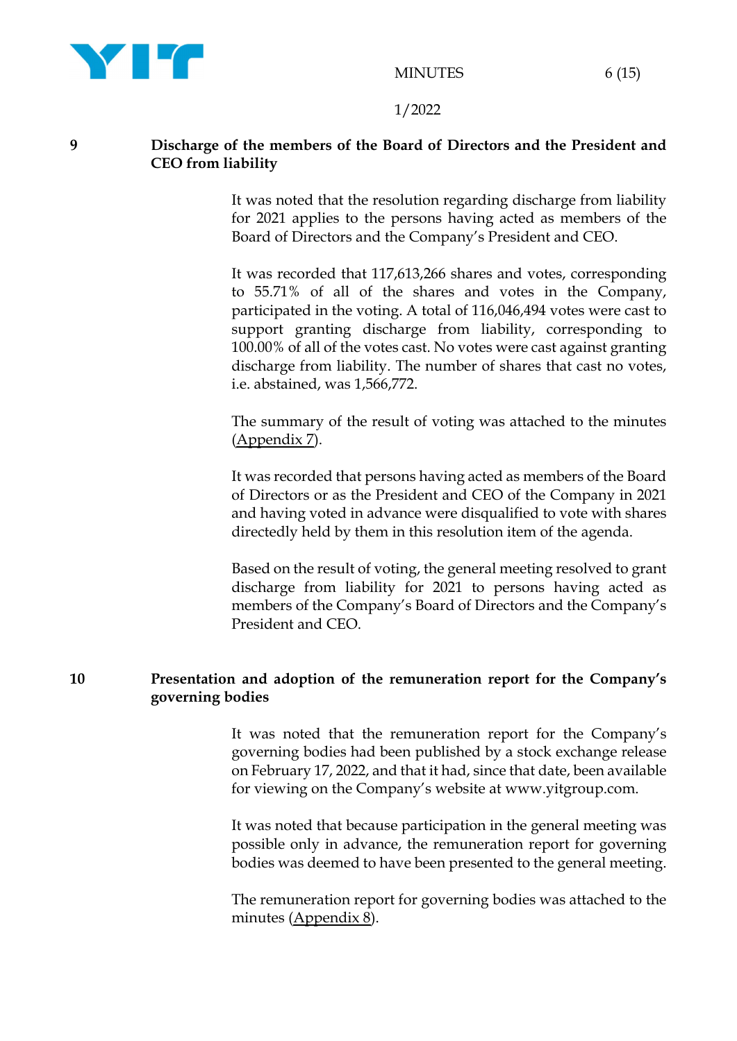## 9 Discharge of the members of the Board of Directors and the President and CEO from liability

It was noted that the resolution regarding discharge from liability for 2021 applies to the persons having acted as members of the Board of Directors and the Company's President and CEO.

It was recorded that 117,613,266 shares and votes, corresponding to 55.71% of all of the shares and votes in the Company, participated in the voting. A total of 116,046,494 votes were cast to support granting discharge from liability, corresponding to 100.00% of all of the votes cast. No votes were cast against granting discharge from liability. The number of shares that cast no votes, i.e. abstained, was 1,566,772.

The summary of the result of voting was attached to the minutes (Appendix 7).

It was recorded that persons having acted as members of the Board of Directors or as the President and CEO of the Company in 2021 and having voted in advance were disqualified to vote with shares directedly held by them in this resolution item of the agenda.

Based on the result of voting, the general meeting resolved to grant discharge from liability for 2021 to persons having acted as members of the Company's Board of Directors and the Company's President and CEO.

## 10 Presentation and adoption of the remuneration report for the Company's governing bodies

It was noted that the remuneration report for the Company's governing bodies had been published by a stock exchange release on February 17, 2022, and that it had, since that date, been available for viewing on the Company's website at www.yitgroup.com.

It was noted that because participation in the general meeting was possible only in advance, the remuneration report for governing bodies was deemed to have been presented to the general meeting.

The remuneration report for governing bodies was attached to the minutes (Appendix 8).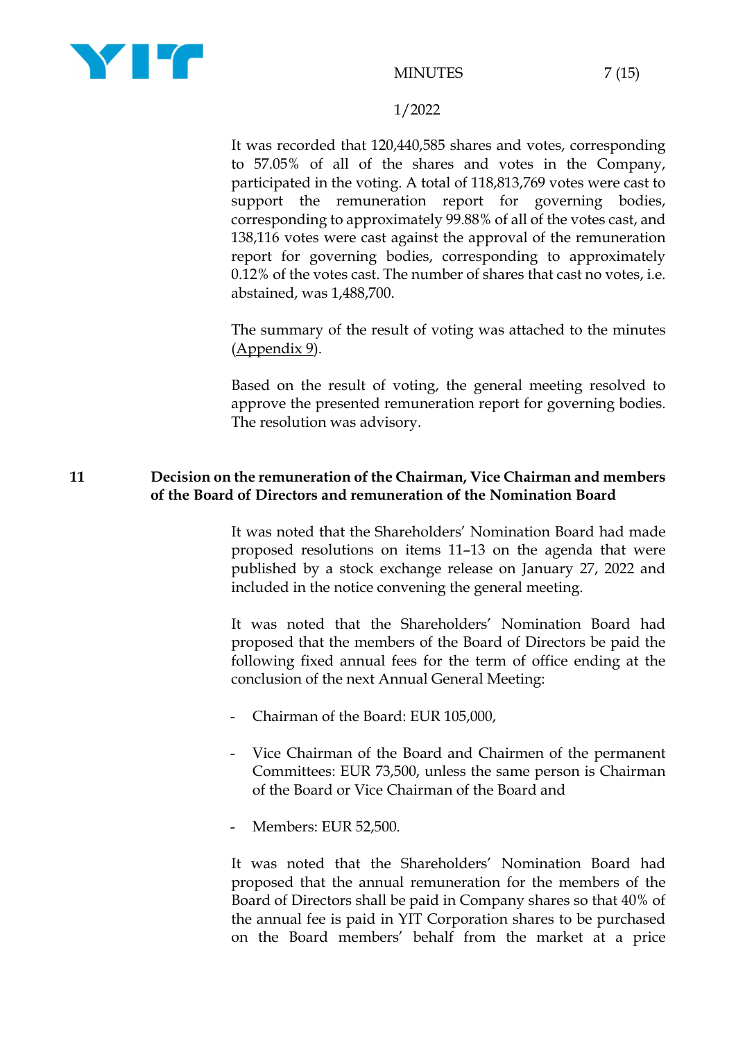It was recorded that 120,440,585 shares and votes, corresponding to 57.05% of all of the shares and votes in the Company, participated in the voting. A total of 118,813,769 votes were cast to support the remuneration report for governing bodies, corresponding to approximately 99.88% of all of the votes cast, and 138,116 votes were cast against the approval of the remuneration report for governing bodies, corresponding to approximately 0.12% of the votes cast. The number of shares that cast no votes, i.e. abstained, was 1,488,700.

The summary of the result of voting was attached to the minutes (Appendix 9).

Based on the result of voting, the general meeting resolved to approve the presented remuneration report for governing bodies. The resolution was advisory.

## 11 Decision on the remuneration of the Chairman, Vice Chairman and members of the Board of Directors and remuneration of the Nomination Board

It was noted that the Shareholders' Nomination Board had made proposed resolutions on items 11–13 on the agenda that were published by a stock exchange release on January 27, 2022 and included in the notice convening the general meeting.

It was noted that the Shareholders' Nomination Board had proposed that the members of the Board of Directors be paid the following fixed annual fees for the term of office ending at the conclusion of the next Annual General Meeting:

- Chairman of the Board: EUR 105,000,
- Vice Chairman of the Board and Chairmen of the permanent Committees: EUR 73,500, unless the same person is Chairman of the Board or Vice Chairman of the Board and
- Members: EUR 52,500.

It was noted that the Shareholders' Nomination Board had proposed that the annual remuneration for the members of the Board of Directors shall be paid in Company shares so that 40% of the annual fee is paid in YIT Corporation shares to be purchased on the Board members' behalf from the market at a price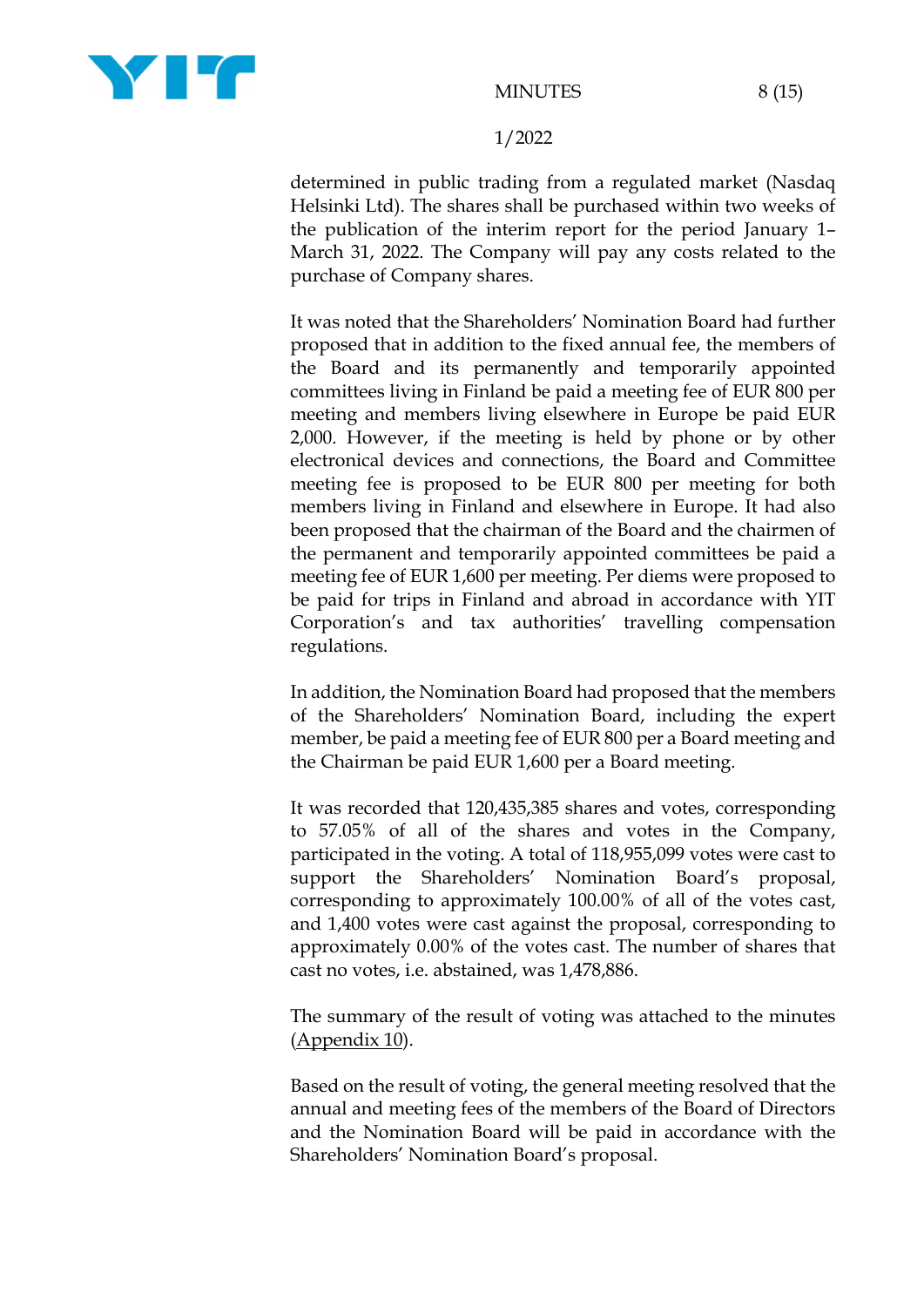determined in public trading from a regulated market (Nasdaq Helsinki Ltd). The shares shall be purchased within two weeks of the publication of the interim report for the period January 1–March 31, 2022. The Company will pay any costs related to the purchase of Company shares.

It was noted that the Shareholders’ Nomination Board had further proposed that in addition to the fixed annual fee, the members of the Board and its permanently and temporarily appointed committees living in Finland be paid a meeting fee of EUR 800 per meeting and members living elsewhere in Europe be paid EUR 2,000. However, if the meeting is held by phone or by other electronical devices and connections, the Board and Committee meeting fee is proposed to be EUR 800 per meeting for both members living in Finland and elsewhere in Europe. It had also been proposed that the chairman of the Board and the chairmen of the permanent and temporarily appointed committees be paid a meeting fee of EUR 1,600 per meeting. Per diems were proposed to be paid for trips in Finland and abroad in accordance with YIT Corporation’s and tax authorities’ travelling compensation regulations.

In addition, the Nomination Board had proposed that the members of the Shareholders’ Nomination Board, including the expert member, be paid a meeting fee of EUR 800 per a Board meeting and the Chairman be paid EUR 1,600 per a Board meeting.

It was recorded that 120,435,385 shares and votes, corresponding to 57.05% of all of the shares and votes in the Company, participated in the voting. A total of 118,955,099 votes were cast to support the Shareholders’ Nomination Board’s proposal, corresponding to approximately 100.00% of all of the votes cast, and 1,400 votes were cast against the proposal, corresponding to approximately 0.00% of the votes cast. The number of shares that cast no votes, i.e. abstained, was 1,478,886.

The summary of the result of voting was attached to the minutes (Appendix 10).

Based on the result of voting, the general meeting resolved that the annual and meeting fees of the members of the Board of Directors and the Nomination Board will be paid in accordance with the Shareholders’ Nomination Board’s proposal.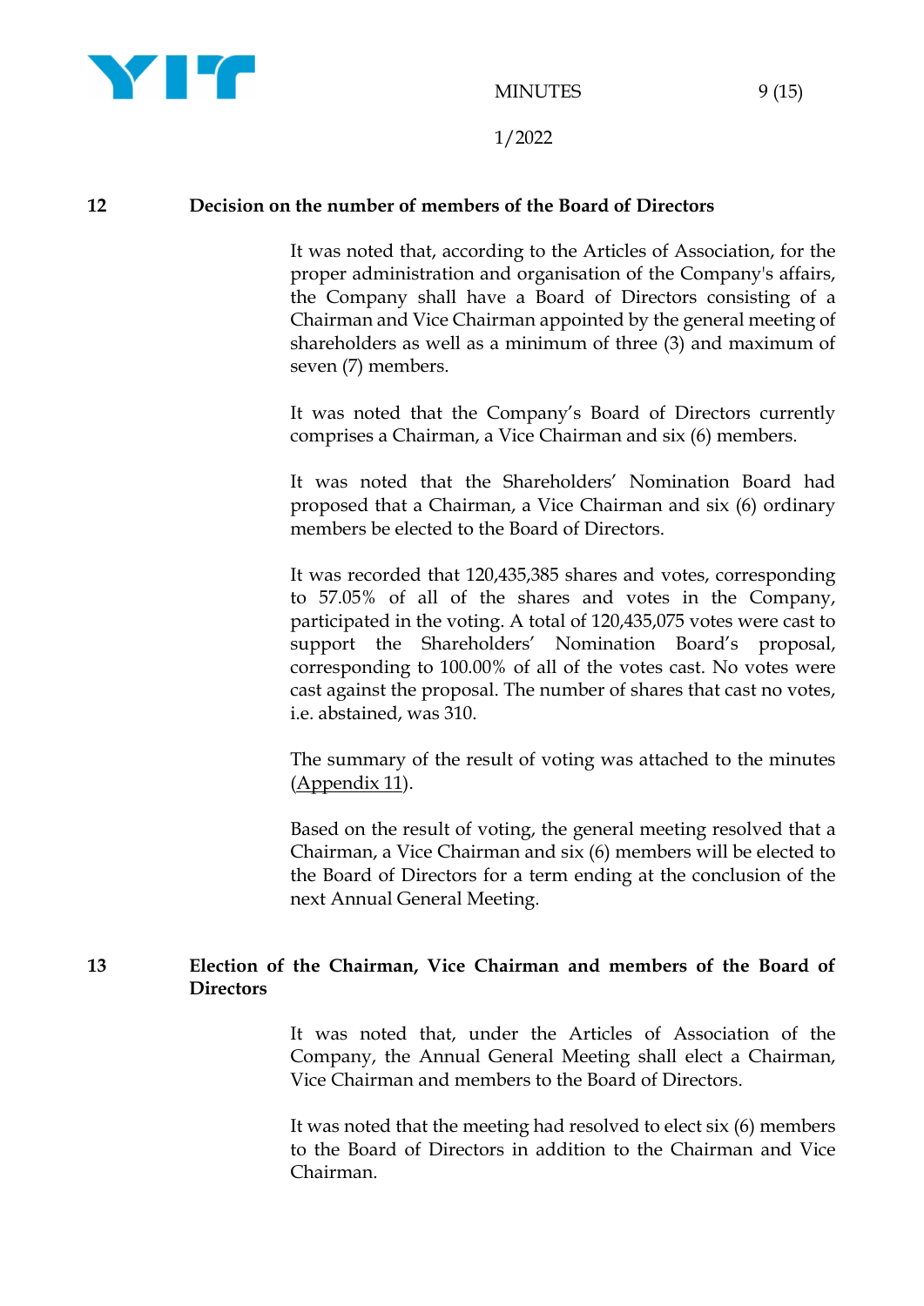## 12 Decision on the number of members of the Board of Directors

It was noted that, according to the Articles of Association, for the proper administration and organisation of the Company's affairs, the Company shall have a Board of Directors consisting of a Chairman and Vice Chairman appointed by the general meeting of shareholders as well as a minimum of three (3) and maximum of seven (7) members.

It was noted that the Company's Board of Directors currently comprises a Chairman, a Vice Chairman and six (6) members.

It was noted that the Shareholders' Nomination Board had proposed that a Chairman, a Vice Chairman and six (6) ordinary members be elected to the Board of Directors.

It was recorded that 120,435,385 shares and votes, corresponding to 57.05% of all of the shares and votes in the Company, participated in the voting. A total of 120,435,075 votes were cast to support the Shareholders' Nomination Board's proposal, corresponding to 100.00% of all of the votes cast. No votes were cast against the proposal. The number of shares that cast no votes, i.e. abstained, was 310.

The summary of the result of voting was attached to the minutes (Appendix 11).

Based on the result of voting, the general meeting resolved that a Chairman, a Vice Chairman and six (6) members will be elected to the Board of Directors for a term ending at the conclusion of the next Annual General Meeting.

## 13 Election of the Chairman, Vice Chairman and members of the Board of Directors

It was noted that, under the Articles of Association of the Company, the Annual General Meeting shall elect a Chairman, Vice Chairman and members to the Board of Directors.

It was noted that the meeting had resolved to elect six (6) members to the Board of Directors in addition to the Chairman and Vice Chairman.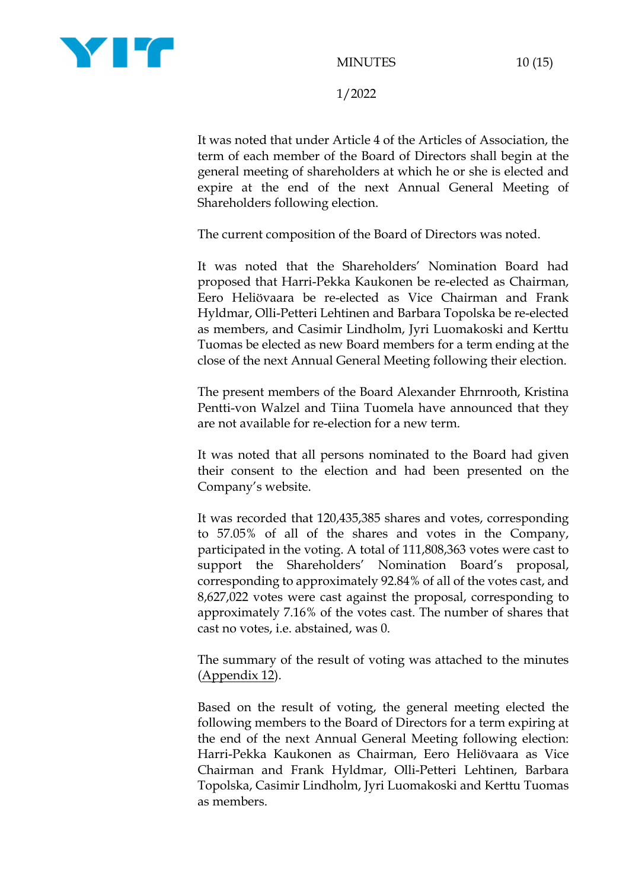It was noted that under Article 4 of the Articles of Association, the term of each member of the Board of Directors shall begin at the general meeting of shareholders at which he or she is elected and expire at the end of the next Annual General Meeting of Shareholders following election.

The current composition of the Board of Directors was noted.

It was noted that the Shareholders' Nomination Board had proposed that Harri-Pekka Kaukonen be re-elected as Chairman, Eero Heliövaara be re-elected as Vice Chairman and Frank Hyldmar, Olli-Petteri Lehtinen and Barbara Topolska be re-elected as members, and Casimir Lindholm, Jyri Luomakoski and Kerttu Tuomas be elected as new Board members for a term ending at the close of the next Annual General Meeting following their election.

The present members of the Board Alexander Ehrnrooth, Kristina Pentti-von Walzel and Tiina Tuomela have announced that they are not available for re-election for a new term.

It was noted that all persons nominated to the Board had given their consent to the election and had been presented on the Company's website.

It was recorded that 120,435,385 shares and votes, corresponding to 57.05% of all of the shares and votes in the Company, participated in the voting. A total of 111,808,363 votes were cast to support the Shareholders' Nomination Board's proposal, corresponding to approximately 92.84% of all of the votes cast, and 8,627,022 votes were cast against the proposal, corresponding to approximately 7.16% of the votes cast. The number of shares that cast no votes, i.e. abstained, was 0.

The summary of the result of voting was attached to the minutes (Appendix 12).

Based on the result of voting, the general meeting elected the following members to the Board of Directors for a term expiring at the end of the next Annual General Meeting following election: Harri-Pekka Kaukonen as Chairman, Eero Heliövaara as Vice Chairman and Frank Hyldmar, Olli-Petteri Lehtinen, Barbara Topolska, Casimir Lindholm, Jyri Luomakoski and Kerttu Tuomas as members.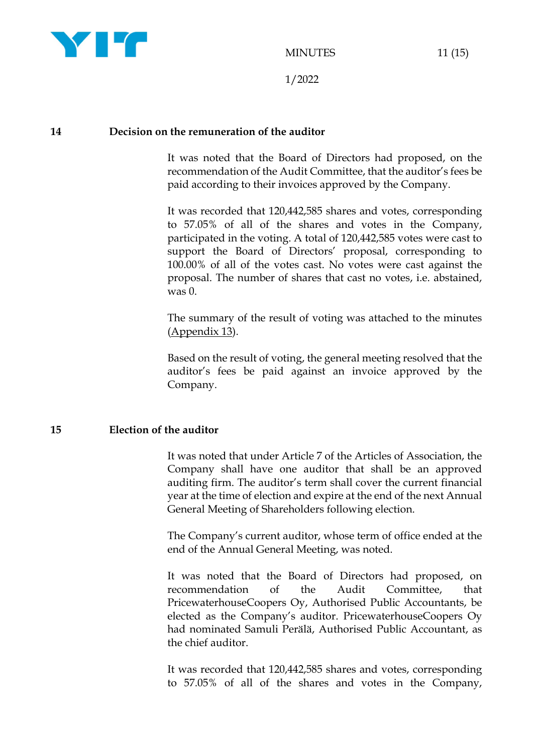## 14 Decision on the remuneration of the auditor

It was noted that the Board of Directors had proposed, on the recommendation of the Audit Committee, that the auditor's fees be paid according to their invoices approved by the Company.

It was recorded that 120,442,585 shares and votes, corresponding to 57.05% of all of the shares and votes in the Company, participated in the voting. A total of 120,442,585 votes were cast to support the Board of Directors' proposal, corresponding to 100.00% of all of the votes cast. No votes were cast against the proposal. The number of shares that cast no votes, i.e. abstained, was 0.

The summary of the result of voting was attached to the minutes (Appendix 13).

Based on the result of voting, the general meeting resolved that the auditor's fees be paid against an invoice approved by the Company.

## 15 Election of the auditor

It was noted that under Article 7 of the Articles of Association, the Company shall have one auditor that shall be an approved auditing firm. The auditor's term shall cover the current financial year at the time of election and expire at the end of the next Annual General Meeting of Shareholders following election.

The Company's current auditor, whose term of office ended at the end of the Annual General Meeting, was noted.

It was noted that the Board of Directors had proposed, on recommendation of the Audit Committee, that PricewaterhouseCoopers Oy, Authorised Public Accountants, be elected as the Company's auditor. PricewaterhouseCoopers Oy had nominated Samuli Perälä, Authorised Public Accountant, as the chief auditor.

It was recorded that 120,442,585 shares and votes, corresponding to 57.05% of all of the shares and votes in the Company,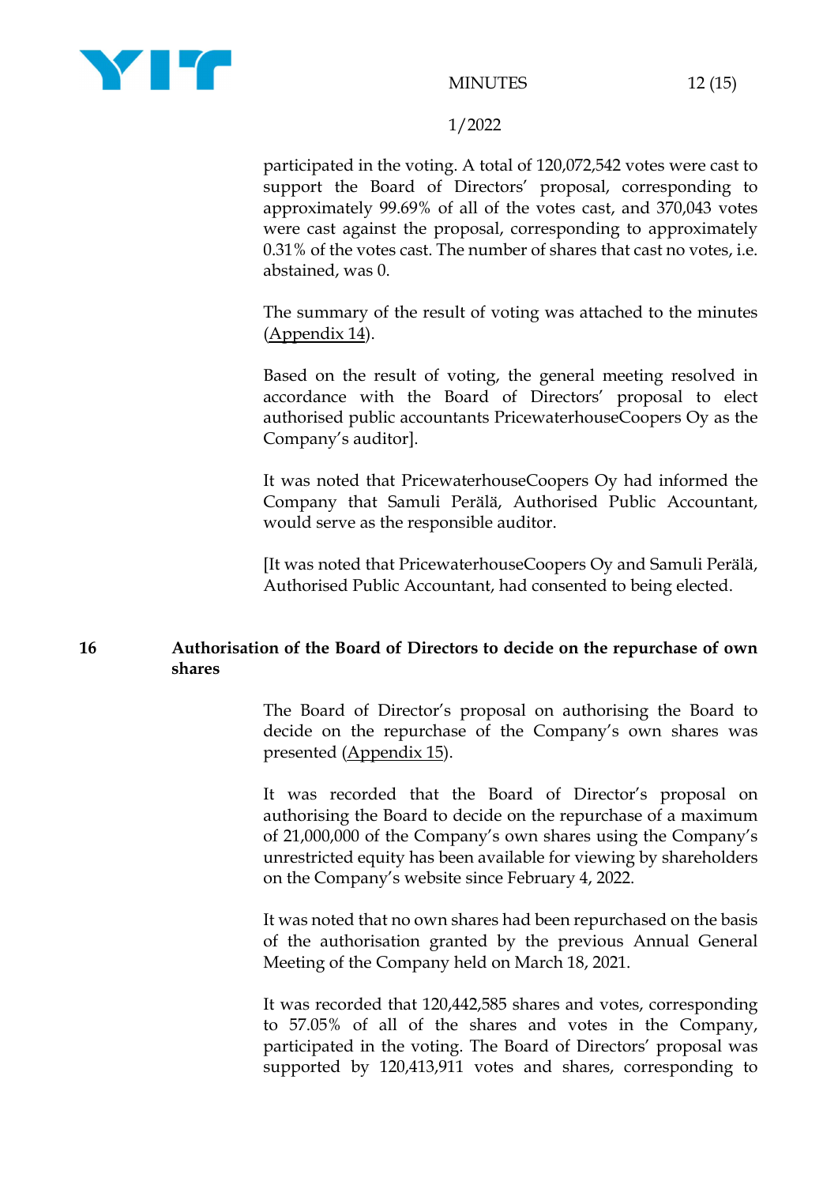participated in the voting. A total of 120,072,542 votes were cast to support the Board of Directors' proposal, corresponding to approximately 99.69% of all of the votes cast, and 370,043 votes were cast against the proposal, corresponding to approximately 0.31% of the votes cast. The number of shares that cast no votes, i.e. abstained, was 0.

The summary of the result of voting was attached to the minutes (Appendix 14).

Based on the result of voting, the general meeting resolved in accordance with the Board of Directors' proposal to elect authorised public accountants PricewaterhouseCoopers Oy as the Company's auditor].

It was noted that PricewaterhouseCoopers Oy had informed the Company that Samuli Perälä, Authorised Public Accountant, would serve as the responsible auditor.

[It was noted that PricewaterhouseCoopers Oy and Samuli Perälä, Authorised Public Accountant, had consented to being elected.

## 16 Authorisation of the Board of Directors to decide on the repurchase of own shares

The Board of Director's proposal on authorising the Board to decide on the repurchase of the Company's own shares was presented (Appendix 15).

It was recorded that the Board of Director's proposal on authorising the Board to decide on the repurchase of a maximum of 21,000,000 of the Company's own shares using the Company's unrestricted equity has been available for viewing by shareholders on the Company's website since February 4, 2022.

It was noted that no own shares had been repurchased on the basis of the authorisation granted by the previous Annual General Meeting of the Company held on March 18, 2021.

It was recorded that 120,442,585 shares and votes, corresponding to 57.05% of all of the shares and votes in the Company, participated in the voting. The Board of Directors' proposal was supported by 120,413,911 votes and shares, corresponding to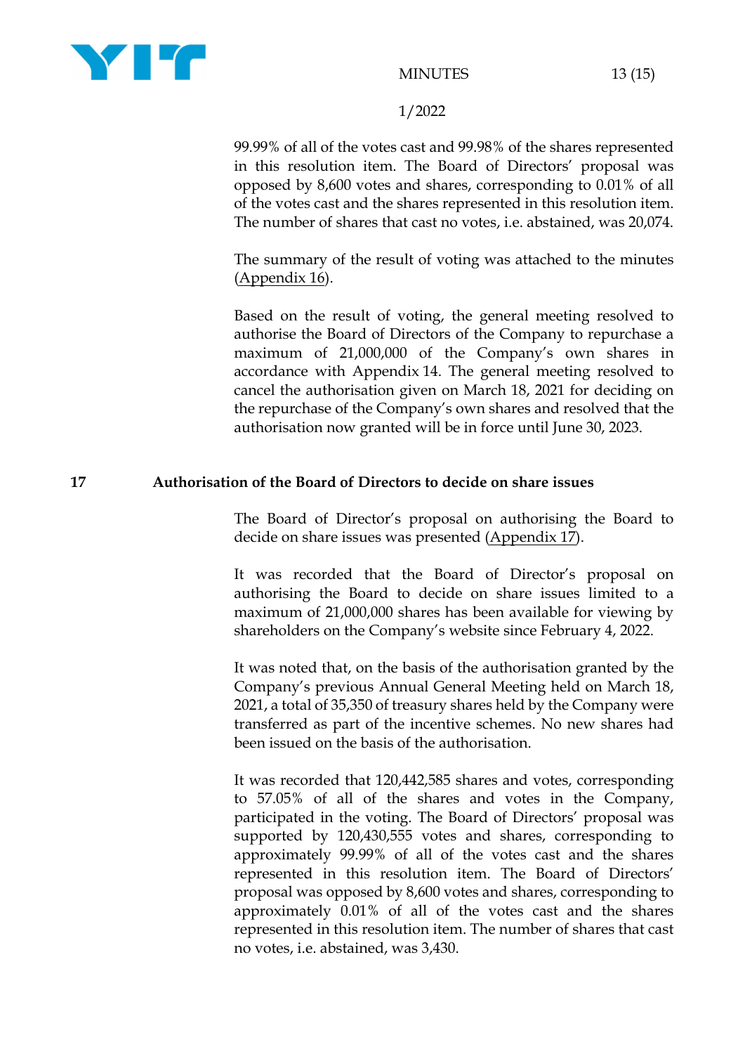99.99% of all of the votes cast and 99.98% of the shares represented in this resolution item. The Board of Directors' proposal was opposed by 8,600 votes and shares, corresponding to 0.01% of all of the votes cast and the shares represented in this resolution item. The number of shares that cast no votes, i.e. abstained, was 20,074.

The summary of the result of voting was attached to the minutes (Appendix 16).

Based on the result of voting, the general meeting resolved to authorise the Board of Directors of the Company to repurchase a maximum of 21,000,000 of the Company's own shares in accordance with Appendix 14. The general meeting resolved to cancel the authorisation given on March 18, 2021 for deciding on the repurchase of the Company's own shares and resolved that the authorisation now granted will be in force until June 30, 2023.

## 17 Authorisation of the Board of Directors to decide on share issues

The Board of Director's proposal on authorising the Board to decide on share issues was presented (Appendix 17).

It was recorded that the Board of Director's proposal on authorising the Board to decide on share issues limited to a maximum of 21,000,000 shares has been available for viewing by shareholders on the Company's website since February 4, 2022.

It was noted that, on the basis of the authorisation granted by the Company's previous Annual General Meeting held on March 18, 2021, a total of 35,350 of treasury shares held by the Company were transferred as part of the incentive schemes. No new shares had been issued on the basis of the authorisation.

It was recorded that 120,442,585 shares and votes, corresponding to 57.05% of all of the shares and votes in the Company, participated in the voting. The Board of Directors' proposal was supported by 120,430,555 votes and shares, corresponding to approximately 99.99% of all of the votes cast and the shares represented in this resolution item. The Board of Directors' proposal was opposed by 8,600 votes and shares, corresponding to approximately 0.01% of all of the votes cast and the shares represented in this resolution item. The number of shares that cast no votes, i.e. abstained, was 3,430.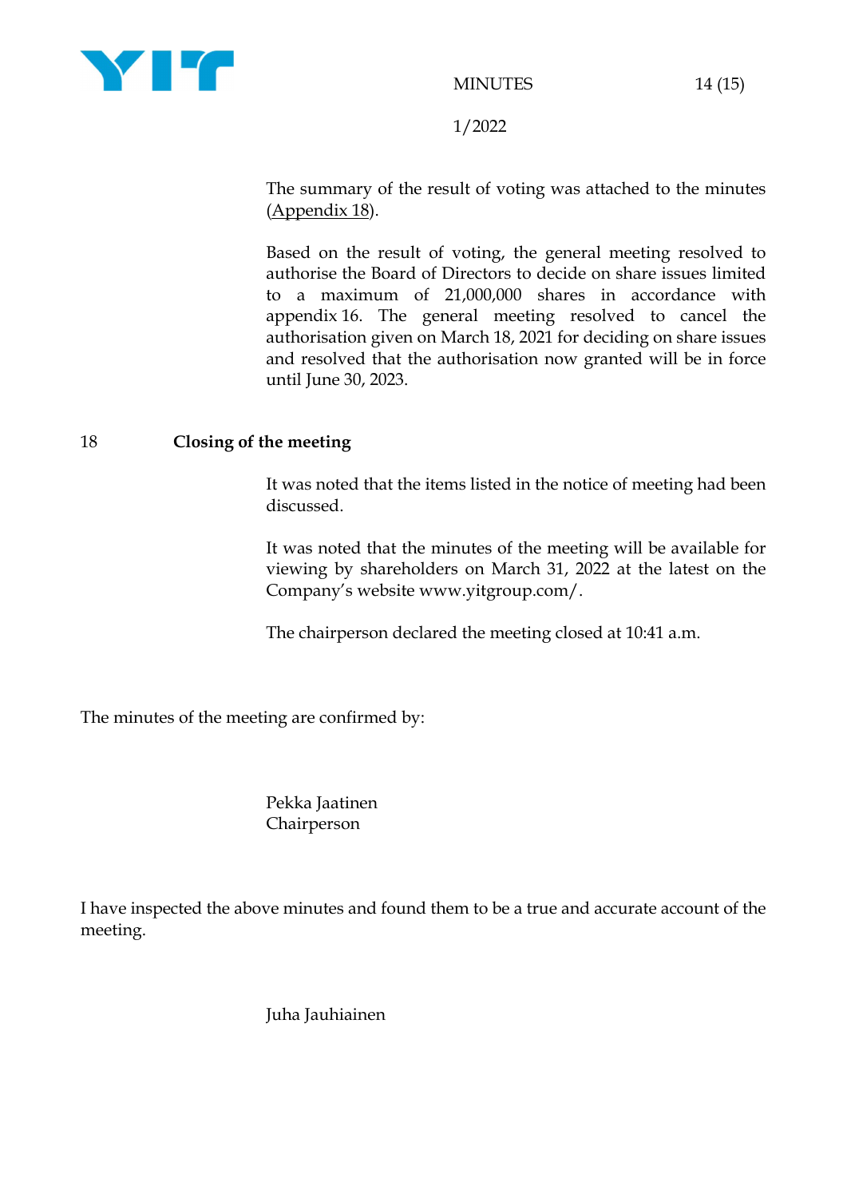The summary of the result of voting was attached to the minutes (Appendix 18).

Based on the result of voting, the general meeting resolved to authorise the Board of Directors to decide on share issues limited to a maximum of 21,000,000 shares in accordance with appendix 16. The general meeting resolved to cancel the authorisation given on March 18, 2021 for deciding on share issues and resolved that the authorisation now granted will be in force until June 30, 2023.

## 18 Closing of the meeting

It was noted that the items listed in the notice of meeting had been discussed.

It was noted that the minutes of the meeting will be available for viewing by shareholders on March 31, 2022 at the latest on the Company's website www.yitgroup.com/.

The chairperson declared the meeting closed at 10:41 a.m.

The minutes of the meeting are confirmed by:

Pekka Jaatinen
Chairperson

I have inspected the above minutes and found them to be a true and accurate account of the meeting.

Juha Jauhiainen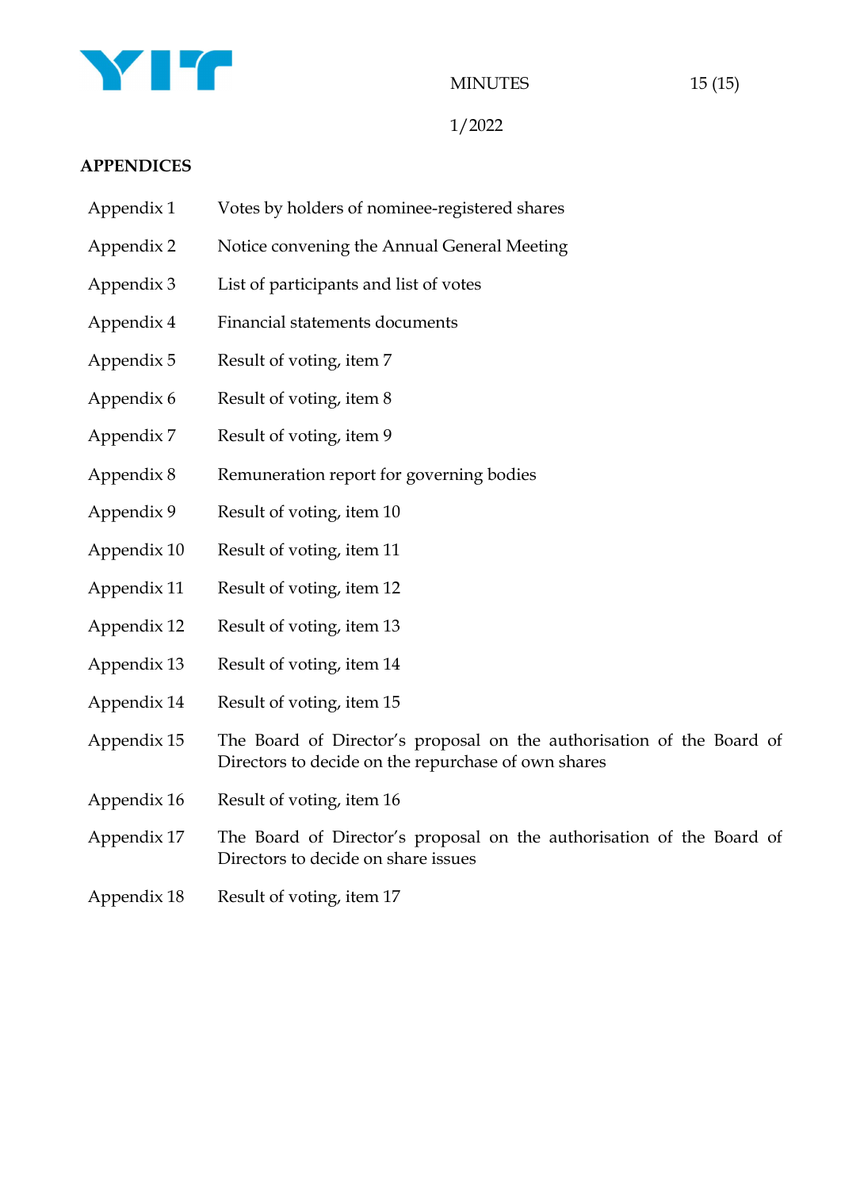## APPENDICES

| | |
|---|---|
| Appendix 1 | Votes by holders of nominee-registered shares |
| Appendix 2 | Notice convening the Annual General Meeting |
| Appendix 3 | List of participants and list of votes |
| Appendix 4 | Financial statements documents |
| Appendix 5 | Result of voting, item 7 |
| Appendix 6 | Result of voting, item 8 |
| Appendix 7 | Result of voting, item 9 |
| Appendix 8 | Remuneration report for governing bodies |
| Appendix 9 | Result of voting, item 10 |
| Appendix 10 | Result of voting, item 11 |
| Appendix 11 | Result of voting, item 12 |
| Appendix 12 | Result of voting, item 13 |
| Appendix 13 | Result of voting, item 14 |
| Appendix 14 | Result of voting, item 15 |
| Appendix 15 | The Board of Director's proposal on the authorisation of the Board of Directors to decide on the repurchase of own shares |
| Appendix 16 | Result of voting, item 16 |
| Appendix 17 | The Board of Director's proposal on the authorisation of the Board of Directors to decide on share issues |
| Appendix 18 | Result of voting, item 17 |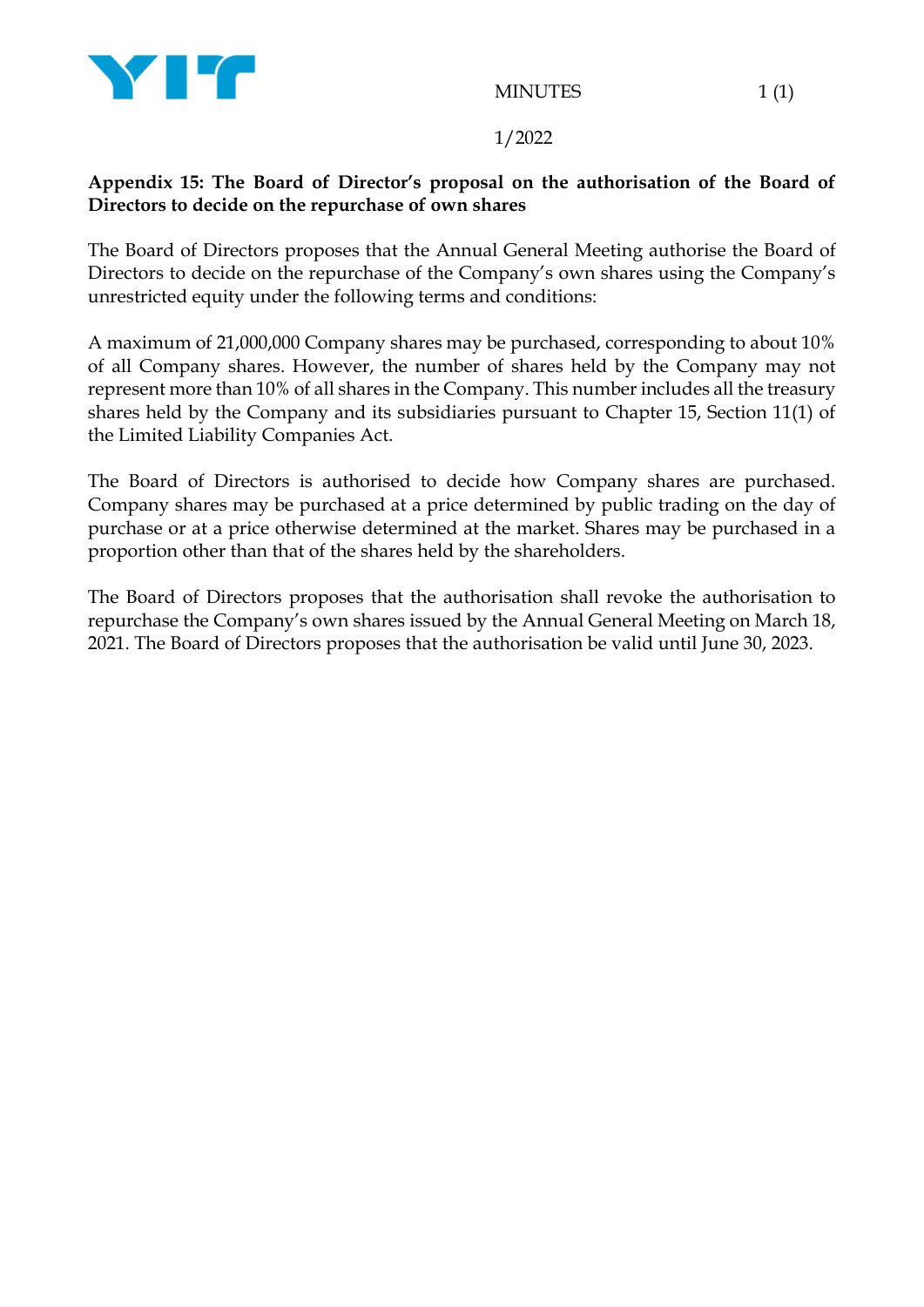**Appendix 15: The Board of Director's proposal on the authorisation of the Board of Directors to decide on the repurchase of own shares**

The Board of Directors proposes that the Annual General Meeting authorise the Board of Directors to decide on the repurchase of the Company's own shares using the Company's unrestricted equity under the following terms and conditions:

A maximum of 21,000,000 Company shares may be purchased, corresponding to about 10% of all Company shares. However, the number of shares held by the Company may not represent more than 10% of all shares in the Company. This number includes all the treasury shares held by the Company and its subsidiaries pursuant to Chapter 15, Section 11(1) of the Limited Liability Companies Act.

The Board of Directors is authorised to decide how Company shares are purchased. Company shares may be purchased at a price determined by public trading on the day of purchase or at a price otherwise determined at the market. Shares may be purchased in a proportion other than that of the shares held by the shareholders.

The Board of Directors proposes that the authorisation shall revoke the authorisation to repurchase the Company's own shares issued by the Annual General Meeting on March 18, 2021. The Board of Directors proposes that the authorisation be valid until June 30, 2023.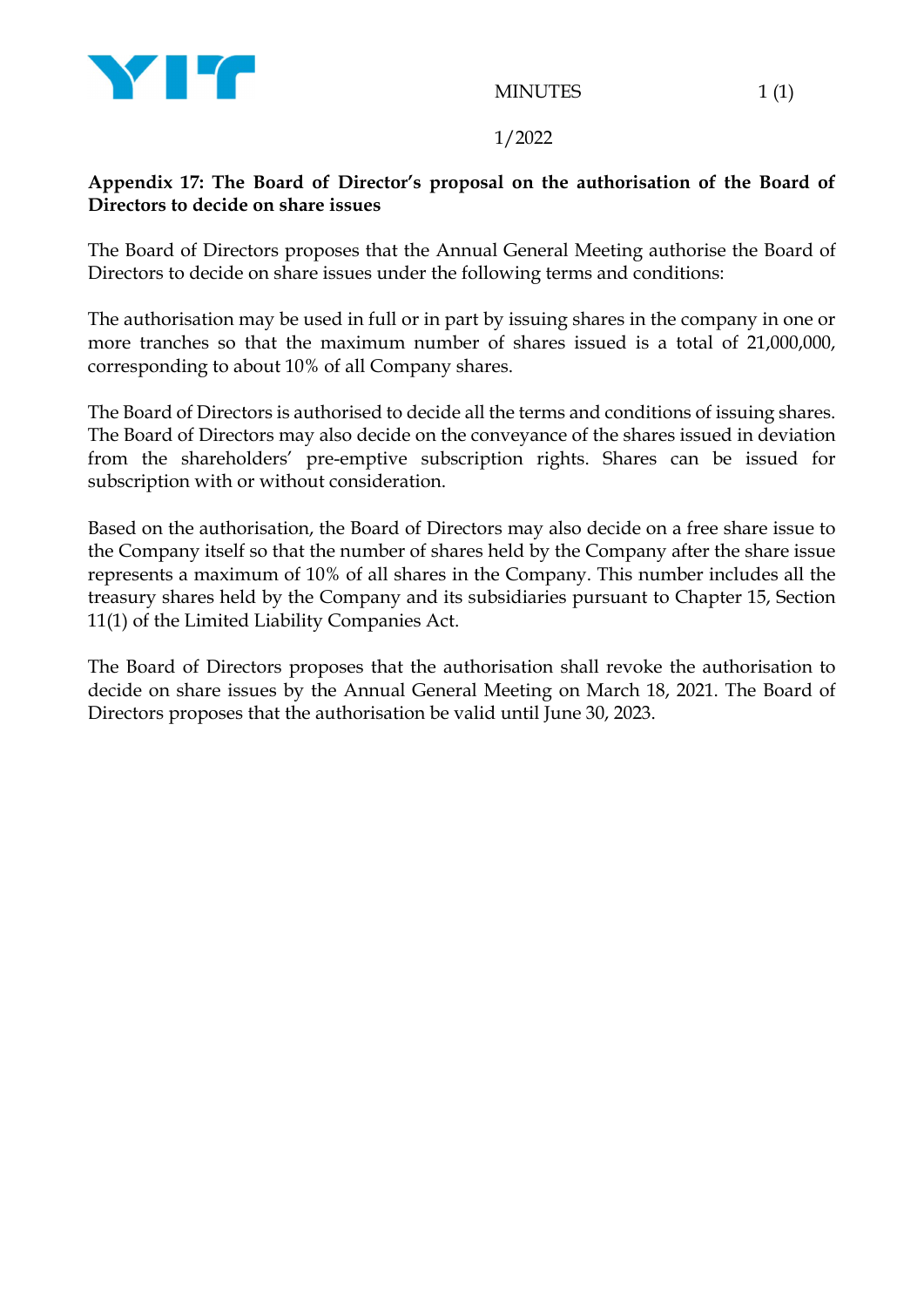**Appendix 17: The Board of Director's proposal on the authorisation of the Board of Directors to decide on share issues**

The Board of Directors proposes that the Annual General Meeting authorise the Board of Directors to decide on share issues under the following terms and conditions:

The authorisation may be used in full or in part by issuing shares in the company in one or more tranches so that the maximum number of shares issued is a total of 21,000,000, corresponding to about 10% of all Company shares.

The Board of Directors is authorised to decide all the terms and conditions of issuing shares. The Board of Directors may also decide on the conveyance of the shares issued in deviation from the shareholders' pre-emptive subscription rights. Shares can be issued for subscription with or without consideration.

Based on the authorisation, the Board of Directors may also decide on a free share issue to the Company itself so that the number of shares held by the Company after the share issue represents a maximum of 10% of all shares in the Company. This number includes all the treasury shares held by the Company and its subsidiaries pursuant to Chapter 15, Section 11(1) of the Limited Liability Companies Act.

The Board of Directors proposes that the authorisation shall revoke the authorisation to decide on share issues by the Annual General Meeting on March 18, 2021. The Board of Directors proposes that the authorisation be valid until June 30, 2023.